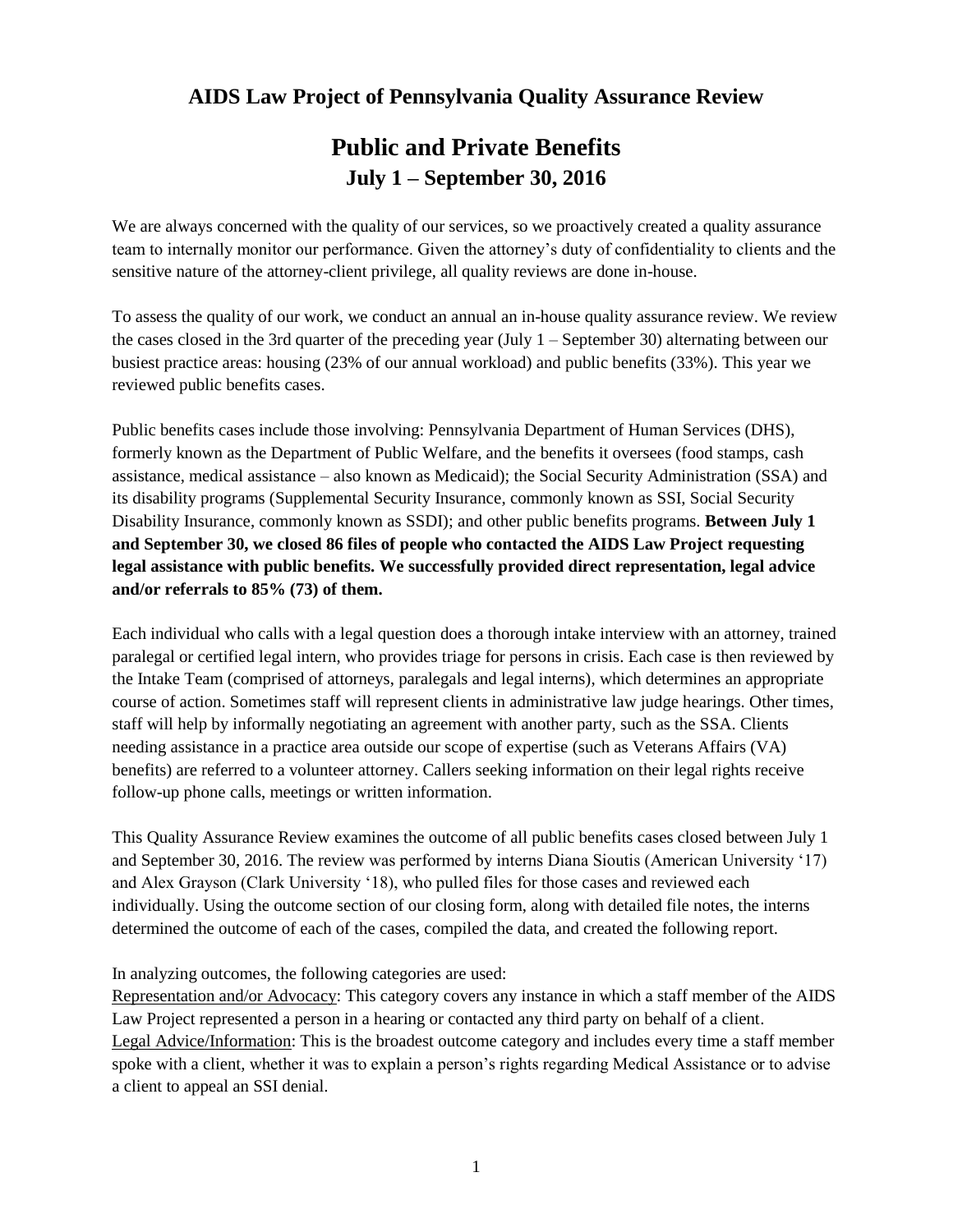## AIDS Law Project of Pennsylvania Quality Assurance Review

# Public and Private Benefits

### July 1 – September 30, 2016

We are always concerned with the quality of our services, so we proactively created a quality assurance team to internally monitor our performance. Given the attorney's duty of confidentiality to clients and the sensitive nature of the attorney-client privilege, all quality reviews are done in-house.

To assess the quality of our work, we conduct an annual an in-house quality assurance review. We review the cases closed in the 3rd quarter of the preceding year (July 1 – September 30) alternating between our busiest practice areas: housing (23% of our annual workload) and public benefits (33%). This year we reviewed public benefits cases.

Public benefits cases include those involving: Pennsylvania Department of Human Services (DHS), formerly known as the Department of Public Welfare, and the benefits it oversees (food stamps, cash assistance, medical assistance – also known as Medicaid); the Social Security Administration (SSA) and its disability programs (Supplemental Security Insurance, commonly known as SSI, Social Security Disability Insurance, commonly known as SSDI); and other public benefits programs. **Between July 1 and September 30, we closed 86 files of people who contacted the AIDS Law Project requesting legal assistance with public benefits. We successfully provided direct representation, legal advice and/or referrals to 85% (73) of them.**

Each individual who calls with a legal question does a thorough intake interview with an attorney, trained paralegal or certified legal intern, who provides triage for persons in crisis. Each case is then reviewed by the Intake Team (comprised of attorneys, paralegals and legal interns), which determines an appropriate course of action. Sometimes staff will represent clients in administrative law judge hearings. Other times, staff will help by informally negotiating an agreement with another party, such as the SSA. Clients needing assistance in a practice area outside our scope of expertise (such as Veterans Affairs (VA) benefits) are referred to a volunteer attorney. Callers seeking information on their legal rights receive follow-up phone calls, meetings or written information.

This Quality Assurance Review examines the outcome of all public benefits cases closed between July 1 and September 30, 2016. The review was performed by interns Diana Sioutis (American University '17) and Alex Grayson (Clark University '18), who pulled files for those cases and reviewed each individually. Using the outcome section of our closing form, along with detailed file notes, the interns determined the outcome of each of the cases, compiled the data, and created the following report.

In analyzing outcomes, the following categories are used:

<u>Representation and/or Advocacy</u>: This category covers any instance in which a staff member of the AIDS Law Project represented a person in a hearing or contacted any third party on behalf of a client.

<u>Legal Advice/Information</u>: This is the broadest outcome category and includes every time a staff member spoke with a client, whether it was to explain a person's rights regarding Medical Assistance or to advise a client to appeal an SSI denial.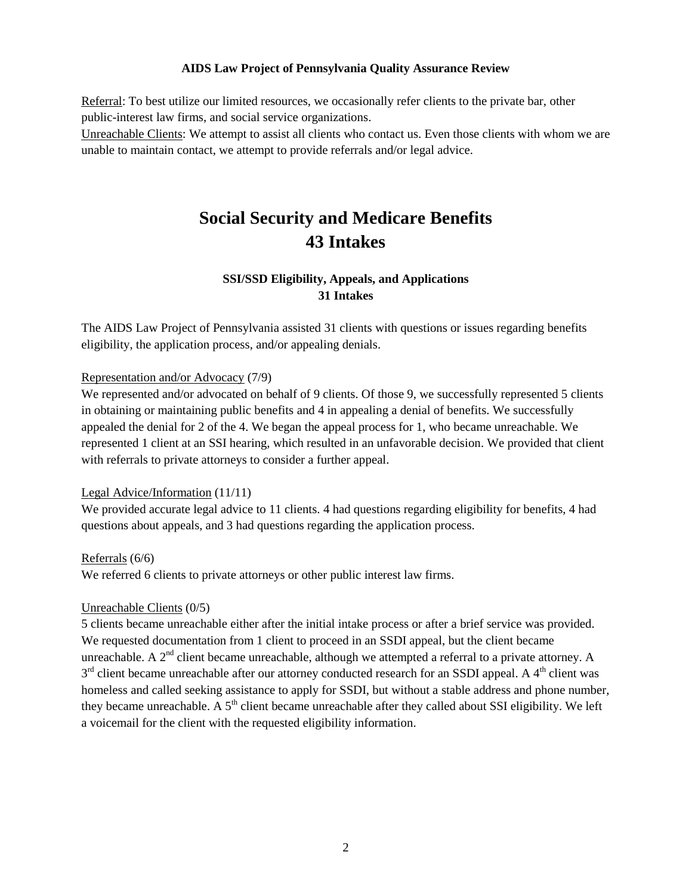**AIDS Law Project of Pennsylvania Quality Assurance Review**

Referral: To best utilize our limited resources, we occasionally refer clients to the private bar, other public-interest law firms, and social service organizations.

Unreachable Clients: We attempt to assist all clients who contact us. Even those clients with whom we are unable to maintain contact, we attempt to provide referrals and/or legal advice.

# Social Security and Medicare Benefits
# 43 Intakes

### SSI/SSD Eligibility, Appeals, and Applications
### 31 Intakes

The AIDS Law Project of Pennsylvania assisted 31 clients with questions or issues regarding benefits eligibility, the application process, and/or appealing denials.

Representation and/or Advocacy (7/9)

We represented and/or advocated on behalf of 9 clients. Of those 9, we successfully represented 5 clients in obtaining or maintaining public benefits and 4 in appealing a denial of benefits. We successfully appealed the denial for 2 of the 4. We began the appeal process for 1, who became unreachable. We represented 1 client at an SSI hearing, which resulted in an unfavorable decision. We provided that client with referrals to private attorneys to consider a further appeal.

Legal Advice/Information (11/11)

We provided accurate legal advice to 11 clients. 4 had questions regarding eligibility for benefits, 4 had questions about appeals, and 3 had questions regarding the application process.

Referrals (6/6)

We referred 6 clients to private attorneys or other public interest law firms.

Unreachable Clients (0/5)

5 clients became unreachable either after the initial intake process or after a brief service was provided. We requested documentation from 1 client to proceed in an SSDI appeal, but the client became unreachable. A 2nd client became unreachable, although we attempted a referral to a private attorney. A 3rd client became unreachable after our attorney conducted research for an SSDI appeal. A 4th client was homeless and called seeking assistance to apply for SSDI, but without a stable address and phone number, they became unreachable. A 5th client became unreachable after they called about SSI eligibility. We left a voicemail for the client with the requested eligibility information.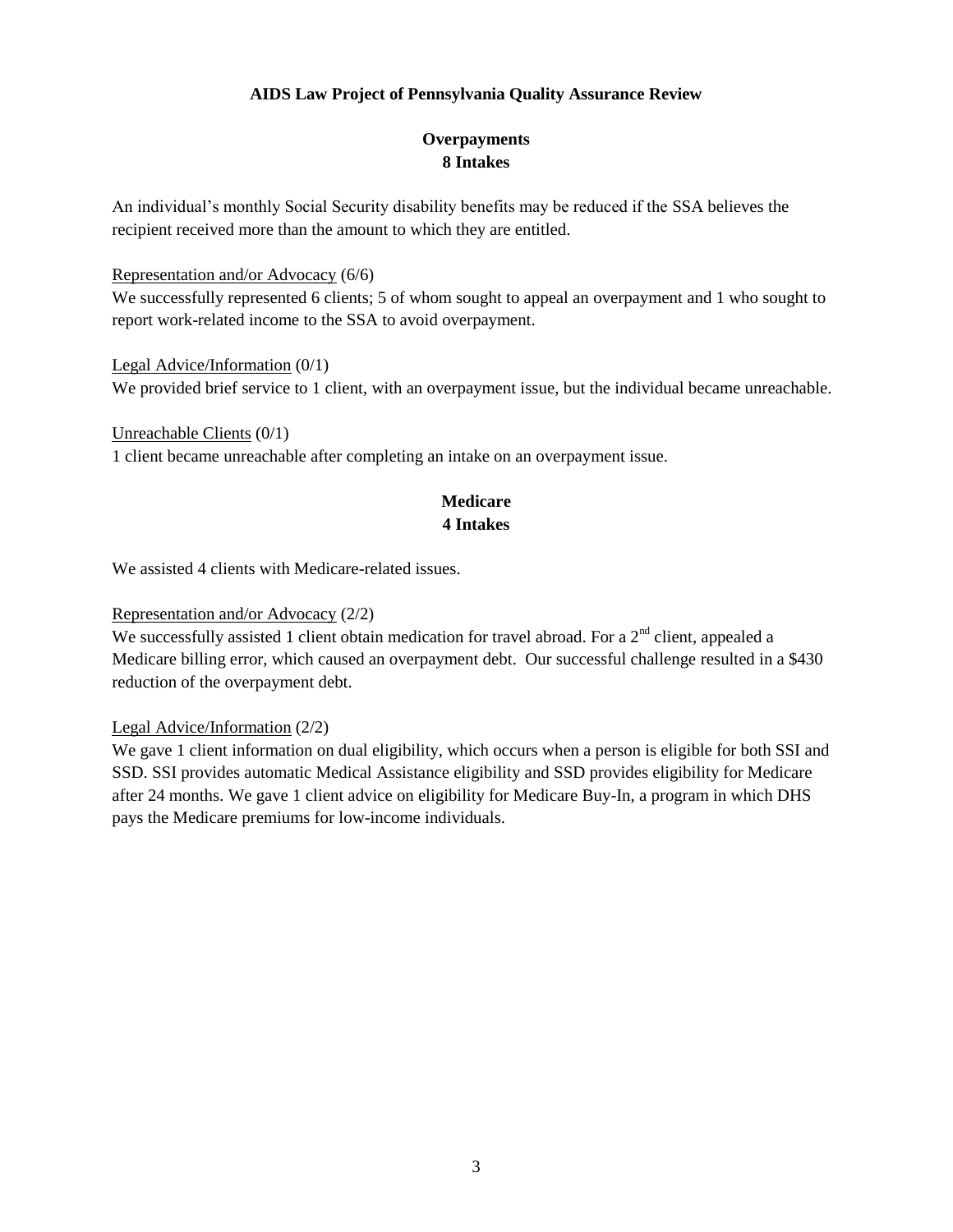**AIDS Law Project of Pennsylvania Quality Assurance Review**

## Overpayments
**8 Intakes**

An individual's monthly Social Security disability benefits may be reduced if the SSA believes the recipient received more than the amount to which they are entitled.

<u>Representation and/or Advocacy</u> (6/6)
We successfully represented 6 clients; 5 of whom sought to appeal an overpayment and 1 who sought to report work-related income to the SSA to avoid overpayment.

<u>Legal Advice/Information</u> (0/1)
We provided brief service to 1 client, with an overpayment issue, but the individual became unreachable.

<u>Unreachable Clients</u> (0/1)
1 client became unreachable after completing an intake on an overpayment issue.

## Medicare
**4 Intakes**

We assisted 4 clients with Medicare-related issues.

<u>Representation and/or Advocacy</u> (2/2)
We successfully assisted 1 client obtain medication for travel abroad. For a 2nd client, appealed a Medicare billing error, which caused an overpayment debt. Our successful challenge resulted in a $430 reduction of the overpayment debt.

<u>Legal Advice/Information</u> (2/2)
We gave 1 client information on dual eligibility, which occurs when a person is eligible for both SSI and SSD. SSI provides automatic Medical Assistance eligibility and SSD provides eligibility for Medicare after 24 months. We gave 1 client advice on eligibility for Medicare Buy-In, a program in which DHS pays the Medicare premiums for low-income individuals.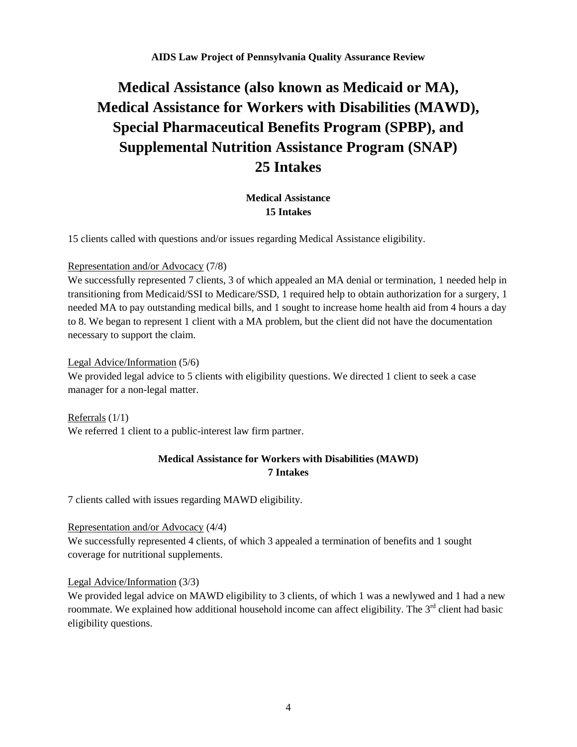**AIDS Law Project of Pennsylvania Quality Assurance Review**

# Medical Assistance (also known as Medicaid or MA), Medical Assistance for Workers with Disabilities (MAWD), Special Pharmaceutical Benefits Program (SPBP), and Supplemental Nutrition Assistance Program (SNAP) 25 Intakes

## Medical Assistance 15 Intakes

15 clients called with questions and/or issues regarding Medical Assistance eligibility.

Representation and/or Advocacy (7/8)
We successfully represented 7 clients, 3 of which appealed an MA denial or termination, 1 needed help in transitioning from Medicaid/SSI to Medicare/SSD, 1 required help to obtain authorization for a surgery, 1 needed MA to pay outstanding medical bills, and 1 sought to increase home health aid from 4 hours a day to 8. We began to represent 1 client with a MA problem, but the client did not have the documentation necessary to support the claim.

Legal Advice/Information (5/6)
We provided legal advice to 5 clients with eligibility questions. We directed 1 client to seek a case manager for a non-legal matter.

Referrals (1/1)
We referred 1 client to a public-interest law firm partner.

## Medical Assistance for Workers with Disabilities (MAWD) 7 Intakes

7 clients called with issues regarding MAWD eligibility.

Representation and/or Advocacy (4/4)
We successfully represented 4 clients, of which 3 appealed a termination of benefits and 1 sought coverage for nutritional supplements.

Legal Advice/Information (3/3)
We provided legal advice on MAWD eligibility to 3 clients, of which 1 was a newlywed and 1 had a new roommate. We explained how additional household income can affect eligibility. The 3rd client had basic eligibility questions.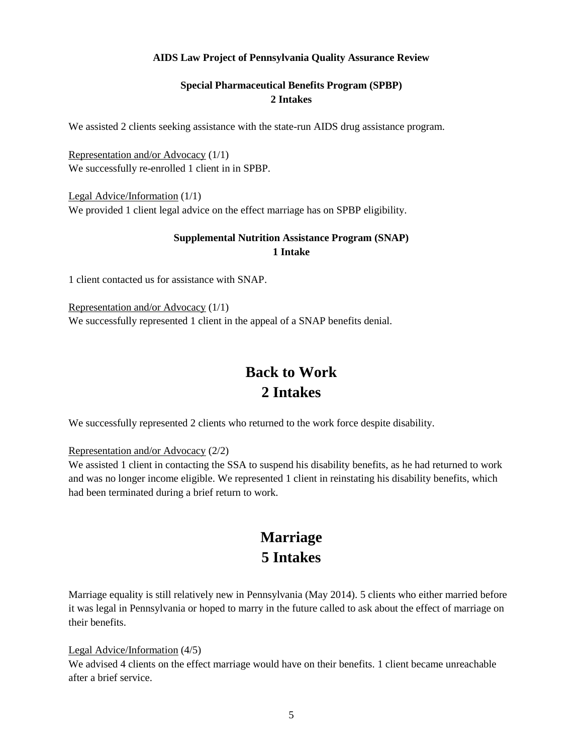**AIDS Law Project of Pennsylvania Quality Assurance Review**

### Special Pharmaceutical Benefits Program (SPBP)
### 2 Intakes

We assisted 2 clients seeking assistance with the state-run AIDS drug assistance program.

Representation and/or Advocacy (1/1)
We successfully re-enrolled 1 client in in SPBP.

Legal Advice/Information (1/1)
We provided 1 client legal advice on the effect marriage has on SPBP eligibility.

### Supplemental Nutrition Assistance Program (SNAP)
### 1 Intake

1 client contacted us for assistance with SNAP.

Representation and/or Advocacy (1/1)
We successfully represented 1 client in the appeal of a SNAP benefits denial.

## Back to Work
## 2 Intakes

We successfully represented 2 clients who returned to the work force despite disability.

Representation and/or Advocacy (2/2)
We assisted 1 client in contacting the SSA to suspend his disability benefits, as he had returned to work and was no longer income eligible. We represented 1 client in reinstating his disability benefits, which had been terminated during a brief return to work.

## Marriage
## 5 Intakes

Marriage equality is still relatively new in Pennsylvania (May 2014). 5 clients who either married before it was legal in Pennsylvania or hoped to marry in the future called to ask about the effect of marriage on their benefits.

Legal Advice/Information (4/5)
We advised 4 clients on the effect marriage would have on their benefits. 1 client became unreachable after a brief service.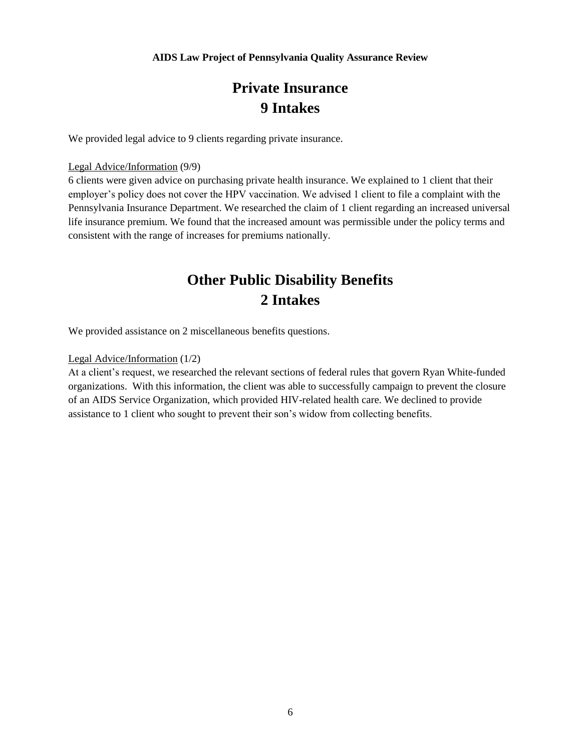# Private Insurance
# 9 Intakes

We provided legal advice to 9 clients regarding private insurance.

Legal Advice/Information (9/9)

6 clients were given advice on purchasing private health insurance. We explained to 1 client that their employer's policy does not cover the HPV vaccination. We advised 1 client to file a complaint with the Pennsylvania Insurance Department. We researched the claim of 1 client regarding an increased universal life insurance premium. We found that the increased amount was permissible under the policy terms and consistent with the range of increases for premiums nationally.

# Other Public Disability Benefits
# 2 Intakes

We provided assistance on 2 miscellaneous benefits questions.

Legal Advice/Information (1/2)

At a client's request, we researched the relevant sections of federal rules that govern Ryan White-funded organizations. With this information, the client was able to successfully campaign to prevent the closure of an AIDS Service Organization, which provided HIV-related health care. We declined to provide assistance to 1 client who sought to prevent their son's widow from collecting benefits.